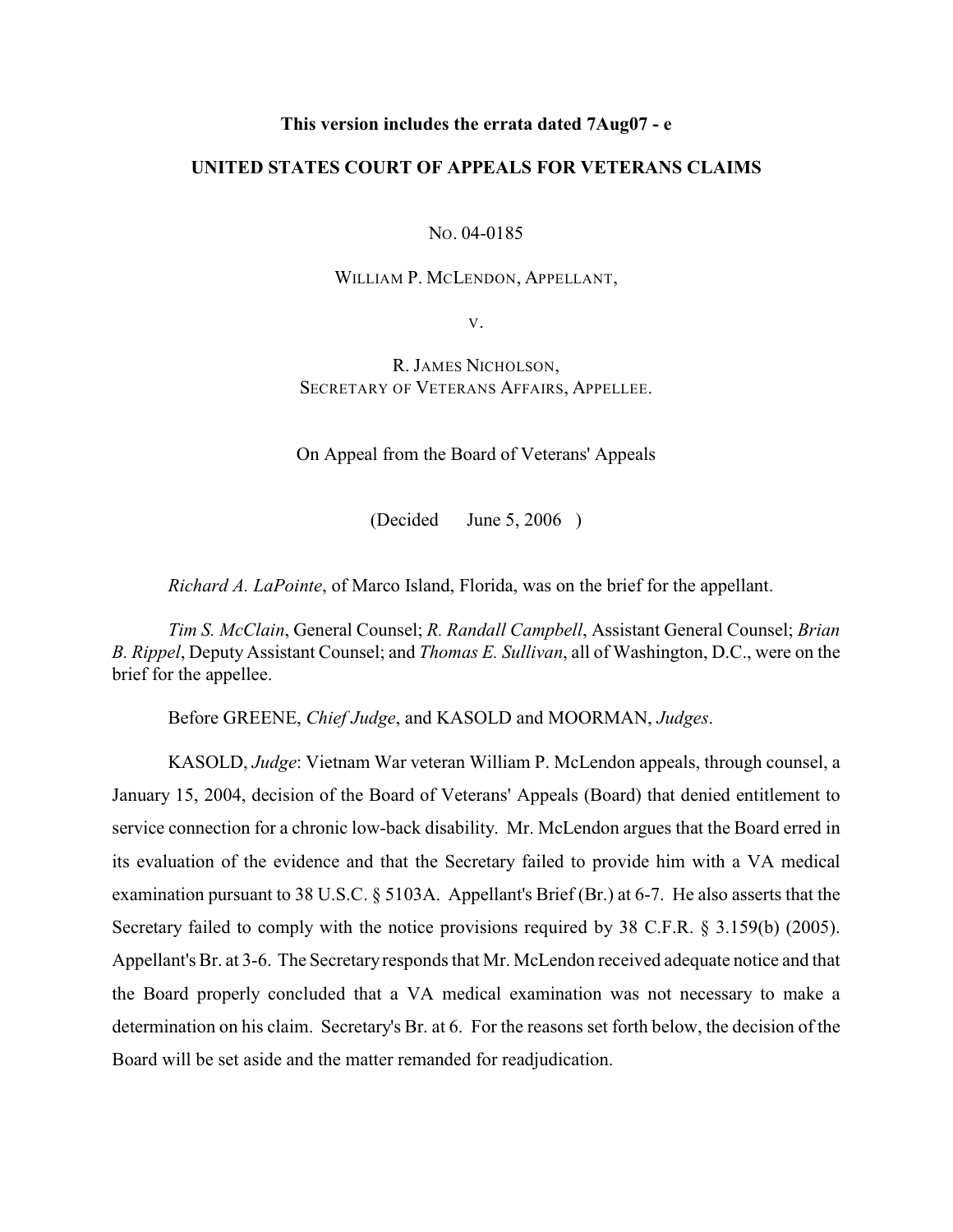**This version includes the errata dated 7Aug07 - e**

**UNITED STATES COURT OF APPEALS FOR VETERANS CLAIMS**

NO. 04-0185

WILLIAM P. MCLENDON, APPELLANT,

V.

R. JAMES NICHOLSON,
SECRETARY OF VETERANS AFFAIRS, APPELLEE.

On Appeal from the Board of Veterans' Appeals

(Decided June 5, 2006 )

*Richard A. LaPointe*, of Marco Island, Florida, was on the brief for the appellant.

*Tim S. McClain*, General Counsel; *R. Randall Campbell*, Assistant General Counsel; *Brian B. Rippel*, Deputy Assistant Counsel; and *Thomas E. Sullivan*, all of Washington, D.C., were on the brief for the appellee.

Before GREENE, *Chief Judge*, and KASOLD and MOORMAN, *Judges*.

KASOLD, *Judge*: Vietnam War veteran William P. McLendon appeals, through counsel, a January 15, 2004, decision of the Board of Veterans' Appeals (Board) that denied entitlement to service connection for a chronic low-back disability. Mr. McLendon argues that the Board erred in its evaluation of the evidence and that the Secretary failed to provide him with a VA medical examination pursuant to 38 U.S.C. § 5103A. Appellant's Brief (Br.) at 6-7. He also asserts that the Secretary failed to comply with the notice provisions required by 38 C.F.R. § 3.159(b) (2005). Appellant's Br. at 3-6. The Secretary responds that Mr. McLendon received adequate notice and that the Board properly concluded that a VA medical examination was not necessary to make a determination on his claim. Secretary's Br. at 6. For the reasons set forth below, the decision of the Board will be set aside and the matter remanded for readjudication.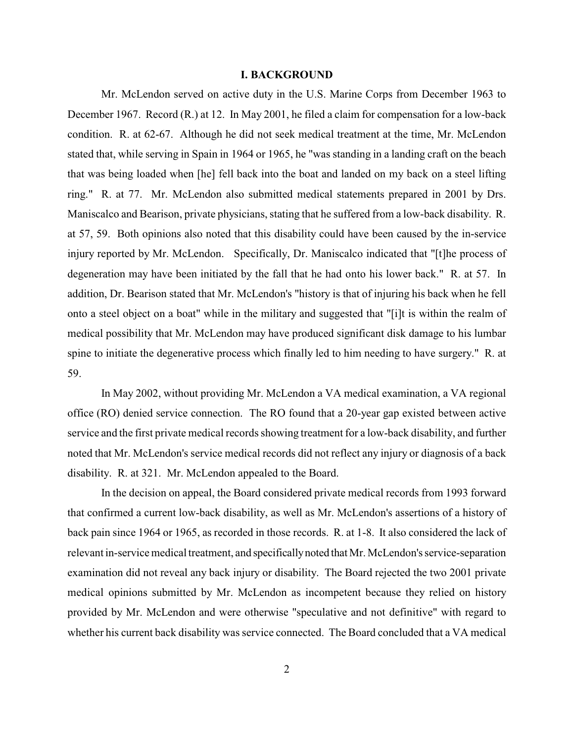## I. BACKGROUND

Mr. McLendon served on active duty in the U.S. Marine Corps from December 1963 to December 1967. Record (R.) at 12. In May 2001, he filed a claim for compensation for a low-back condition. R. at 62-67. Although he did not seek medical treatment at the time, Mr. McLendon stated that, while serving in Spain in 1964 or 1965, he "was standing in a landing craft on the beach that was being loaded when [he] fell back into the boat and landed on my back on a steel lifting ring." R. at 77. Mr. McLendon also submitted medical statements prepared in 2001 by Drs. Maniscalco and Bearison, private physicians, stating that he suffered from a low-back disability. R. at 57, 59. Both opinions also noted that this disability could have been caused by the in-service injury reported by Mr. McLendon. Specifically, Dr. Maniscalco indicated that "[t]he process of degeneration may have been initiated by the fall that he had onto his lower back." R. at 57. In addition, Dr. Bearison stated that Mr. McLendon's "history is that of injuring his back when he fell onto a steel object on a boat" while in the military and suggested that "[i]t is within the realm of medical possibility that Mr. McLendon may have produced significant disk damage to his lumbar spine to initiate the degenerative process which finally led to him needing to have surgery." R. at 59.

In May 2002, without providing Mr. McLendon a VA medical examination, a VA regional office (RO) denied service connection. The RO found that a 20-year gap existed between active service and the first private medical records showing treatment for a low-back disability, and further noted that Mr. McLendon's service medical records did not reflect any injury or diagnosis of a back disability. R. at 321. Mr. McLendon appealed to the Board.

In the decision on appeal, the Board considered private medical records from 1993 forward that confirmed a current low-back disability, as well as Mr. McLendon's assertions of a history of back pain since 1964 or 1965, as recorded in those records. R. at 1-8. It also considered the lack of relevant in-service medical treatment, and specifically noted that Mr. McLendon's service-separation examination did not reveal any back injury or disability. The Board rejected the two 2001 private medical opinions submitted by Mr. McLendon as incompetent because they relied on history provided by Mr. McLendon and were otherwise "speculative and not definitive" with regard to whether his current back disability was service connected. The Board concluded that a VA medical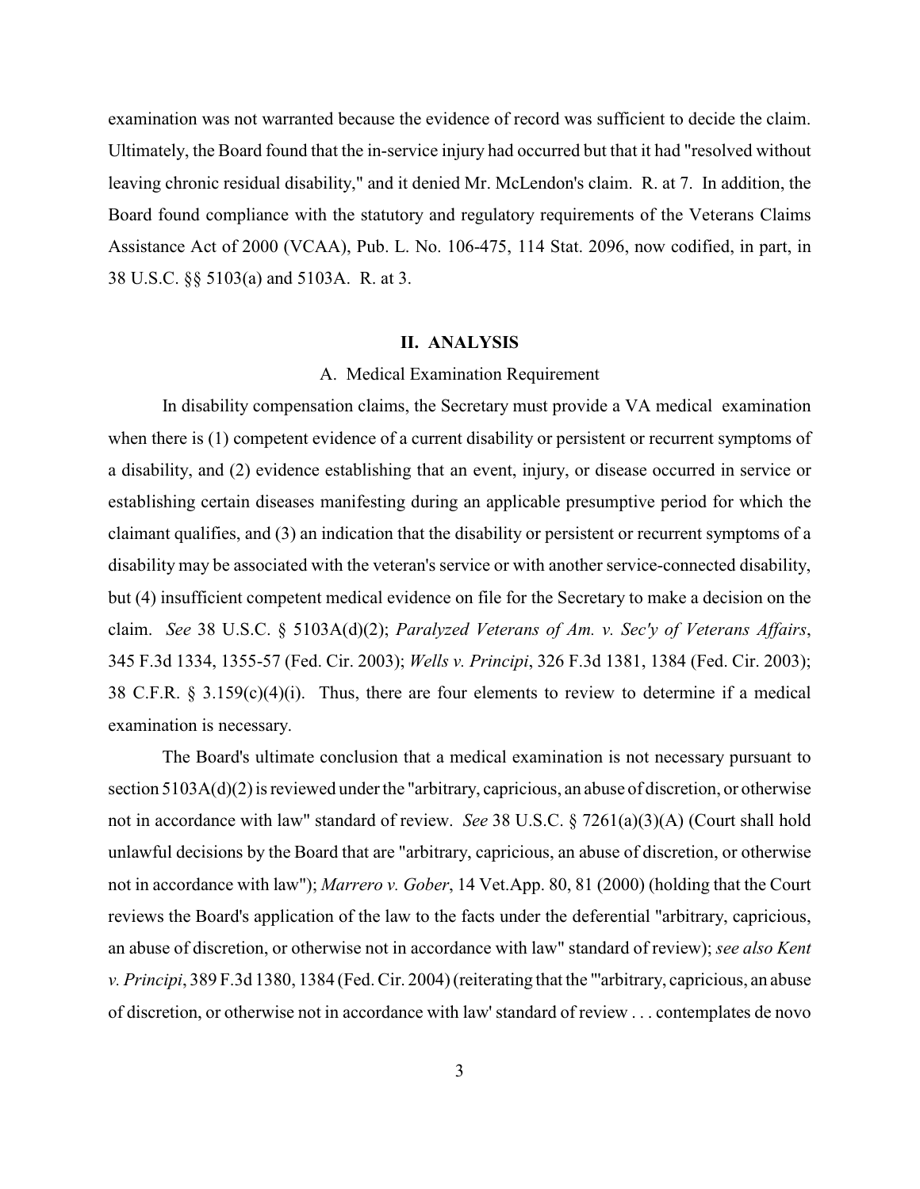examination was not warranted because the evidence of record was sufficient to decide the claim. Ultimately, the Board found that the in-service injury had occurred but that it had "resolved without leaving chronic residual disability," and it denied Mr. McLendon's claim. R. at 7. In addition, the Board found compliance with the statutory and regulatory requirements of the Veterans Claims Assistance Act of 2000 (VCAA), Pub. L. No. 106-475, 114 Stat. 2096, now codified, in part, in 38 U.S.C. §§ 5103(a) and 5103A. R. at 3.

## II. ANALYSIS

### A. Medical Examination Requirement

In disability compensation claims, the Secretary must provide a VA medical examination when there is (1) competent evidence of a current disability or persistent or recurrent symptoms of a disability, and (2) evidence establishing that an event, injury, or disease occurred in service or establishing certain diseases manifesting during an applicable presumptive period for which the claimant qualifies, and (3) an indication that the disability or persistent or recurrent symptoms of a disability may be associated with the veteran's service or with another service-connected disability, but (4) insufficient competent medical evidence on file for the Secretary to make a decision on the claim. *See* 38 U.S.C. § 5103A(d)(2); *Paralyzed Veterans of Am. v. Sec'y of Veterans Affairs*, 345 F.3d 1334, 1355-57 (Fed. Cir. 2003); *Wells v. Principi*, 326 F.3d 1381, 1384 (Fed. Cir. 2003); 38 C.F.R. § 3.159(c)(4)(i). Thus, there are four elements to review to determine if a medical examination is necessary.

The Board's ultimate conclusion that a medical examination is not necessary pursuant to section 5103A(d)(2) is reviewed under the "arbitrary, capricious, an abuse of discretion, or otherwise not in accordance with law" standard of review. *See* 38 U.S.C. § 7261(a)(3)(A) (Court shall hold unlawful decisions by the Board that are "arbitrary, capricious, an abuse of discretion, or otherwise not in accordance with law"); *Marrero v. Gober*, 14 Vet.App. 80, 81 (2000) (holding that the Court reviews the Board's application of the law to the facts under the deferential "arbitrary, capricious, an abuse of discretion, or otherwise not in accordance with law" standard of review); *see also Kent v. Principi*, 389 F.3d 1380, 1384 (Fed. Cir. 2004) (reiterating that the "'arbitrary, capricious, an abuse of discretion, or otherwise not in accordance with law' standard of review . . . contemplates de novo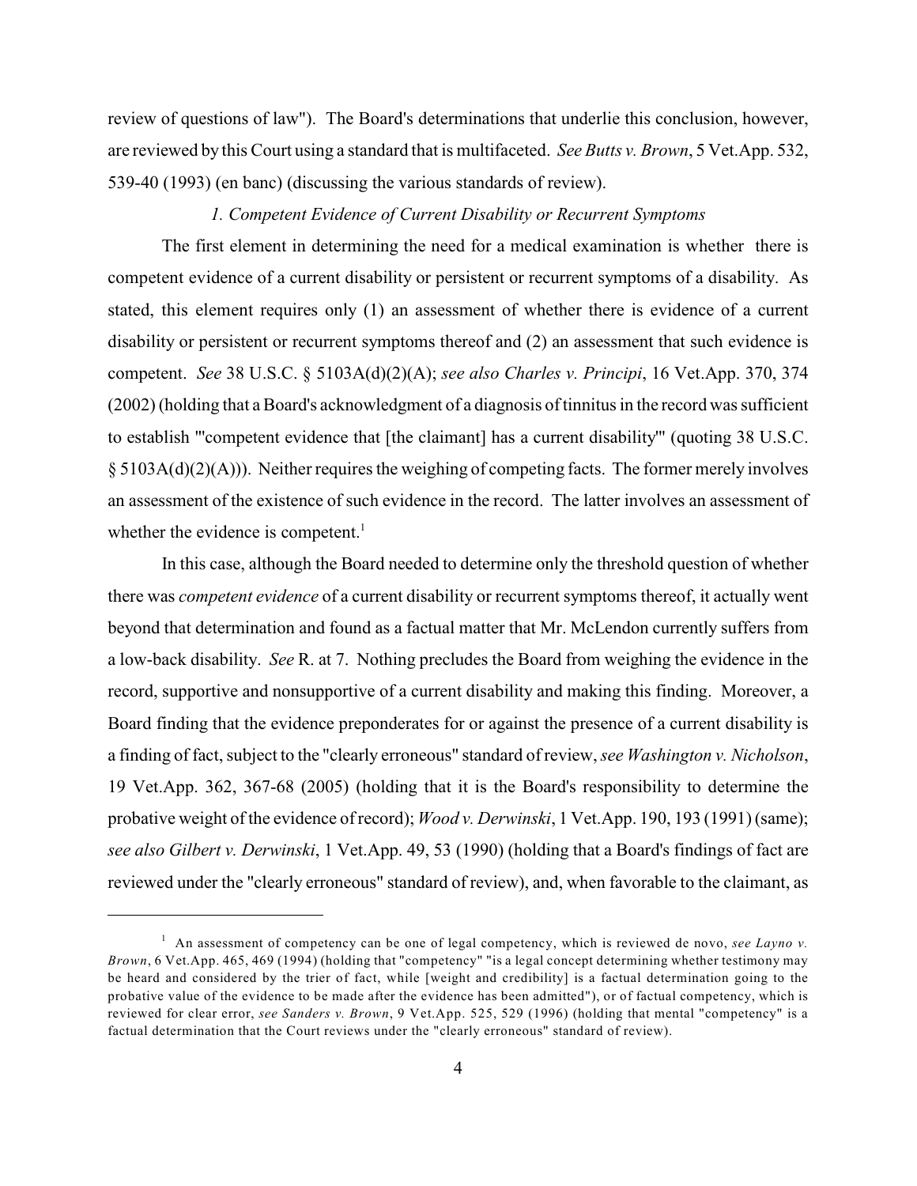review of questions of law"). The Board's determinations that underlie this conclusion, however, are reviewed by this Court using a standard that is multifaceted. *See Butts v. Brown*, 5 Vet.App. 532, 539-40 (1993) (en banc) (discussing the various standards of review).

*1. Competent Evidence of Current Disability or Recurrent Symptoms*

The first element in determining the need for a medical examination is whether there is competent evidence of a current disability or persistent or recurrent symptoms of a disability. As stated, this element requires only (1) an assessment of whether there is evidence of a current disability or persistent or recurrent symptoms thereof and (2) an assessment that such evidence is competent. *See* 38 U.S.C. § 5103A(d)(2)(A); *see also Charles v. Principi*, 16 Vet.App. 370, 374 (2002) (holding that a Board's acknowledgment of a diagnosis of tinnitus in the record was sufficient to establish "'competent evidence that [the claimant] has a current disability'" (quoting 38 U.S.C. § 5103A(d)(2)(A))). Neither requires the weighing of competing facts. The former merely involves an assessment of the existence of such evidence in the record. The latter involves an assessment of whether the evidence is competent.[1]

In this case, although the Board needed to determine only the threshold question of whether there was *competent evidence* of a current disability or recurrent symptoms thereof, it actually went beyond that determination and found as a factual matter that Mr. McLendon currently suffers from a low-back disability. *See* R. at 7. Nothing precludes the Board from weighing the evidence in the record, supportive and nonsupportive of a current disability and making this finding. Moreover, a Board finding that the evidence preponderates for or against the presence of a current disability is a finding of fact, subject to the "clearly erroneous" standard of review, *see Washington v. Nicholson*, 19 Vet.App. 362, 367-68 (2005) (holding that it is the Board's responsibility to determine the probative weight of the evidence of record); *Wood v. Derwinski*, 1 Vet.App. 190, 193 (1991) (same); *see also Gilbert v. Derwinski*, 1 Vet.App. 49, 53 (1990) (holding that a Board's findings of fact are reviewed under the "clearly erroneous" standard of review), and, when favorable to the claimant, as

---

[1] An assessment of competency can be one of legal competency, which is reviewed de novo, *see Layno v. Brown*, 6 Vet.App. 465, 469 (1994) (holding that "competency" "is a legal concept determining whether testimony may be heard and considered by the trier of fact, while [weight and credibility] is a factual determination going to the probative value of the evidence to be made after the evidence has been admitted"), or of factual competency, which is reviewed for clear error, *see Sanders v. Brown*, 9 Vet.App. 525, 529 (1996) (holding that mental "competency" is a factual determination that the Court reviews under the "clearly erroneous" standard of review).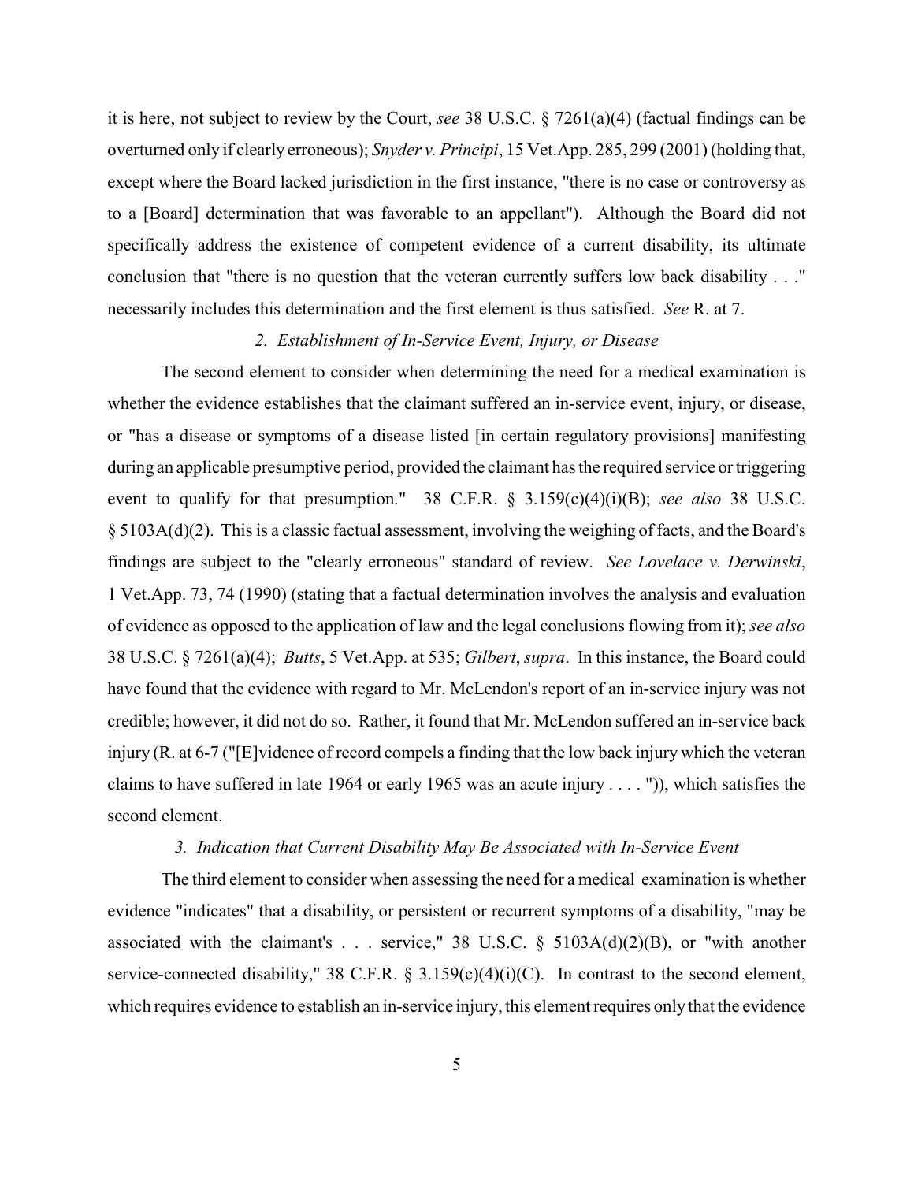it is here, not subject to review by the Court, *see* 38 U.S.C. § 7261(a)(4) (factual findings can be overturned only if clearly erroneous); *Snyder v. Principi*, 15 Vet.App. 285, 299 (2001) (holding that, except where the Board lacked jurisdiction in the first instance, "there is no case or controversy as to a [Board] determination that was favorable to an appellant"). Although the Board did not specifically address the existence of competent evidence of a current disability, its ultimate conclusion that "there is no question that the veteran currently suffers low back disability . . ." necessarily includes this determination and the first element is thus satisfied. *See* R. at 7.

### *2. Establishment of In-Service Event, Injury, or Disease*

The second element to consider when determining the need for a medical examination is whether the evidence establishes that the claimant suffered an in-service event, injury, or disease, or "has a disease or symptoms of a disease listed [in certain regulatory provisions] manifesting during an applicable presumptive period, provided the claimant has the required service or triggering event to qualify for that presumption." 38 C.F.R. § 3.159(c)(4)(i)(B); *see also* 38 U.S.C. § 5103A(d)(2). This is a classic factual assessment, involving the weighing of facts, and the Board's findings are subject to the "clearly erroneous" standard of review. *See Lovelace v. Derwinski*, 1 Vet.App. 73, 74 (1990) (stating that a factual determination involves the analysis and evaluation of evidence as opposed to the application of law and the legal conclusions flowing from it); *see also* 38 U.S.C. § 7261(a)(4); *Butts*, 5 Vet.App. at 535; *Gilbert*, *supra*. In this instance, the Board could have found that the evidence with regard to Mr. McLendon's report of an in-service injury was not credible; however, it did not do so. Rather, it found that Mr. McLendon suffered an in-service back injury (R. at 6-7 ("[E]vidence of record compels a finding that the low back injury which the veteran claims to have suffered in late 1964 or early 1965 was an acute injury . . . . ")), which satisfies the second element.

### *3. Indication that Current Disability May Be Associated with In-Service Event*

The third element to consider when assessing the need for a medical examination is whether evidence "indicates" that a disability, or persistent or recurrent symptoms of a disability, "may be associated with the claimant's . . . service," 38 U.S.C. § 5103A(d)(2)(B), or "with another service-connected disability," 38 C.F.R. § 3.159(c)(4)(i)(C). In contrast to the second element, which requires evidence to establish an in-service injury, this element requires only that the evidence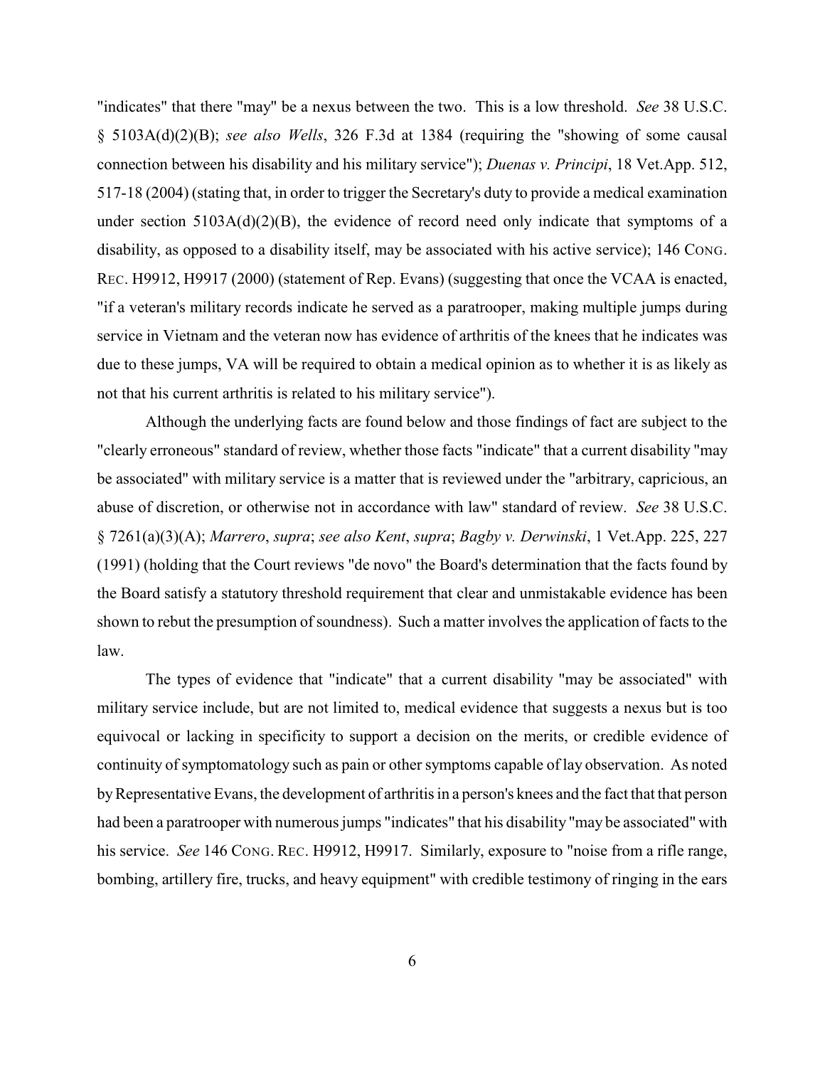"indicates" that there "may" be a nexus between the two. This is a low threshold. *See* 38 U.S.C. § 5103A(d)(2)(B); *see also Wells*, 326 F.3d at 1384 (requiring the "showing of some causal connection between his disability and his military service"); *Duenas v. Principi*, 18 Vet.App. 512, 517-18 (2004) (stating that, in order to trigger the Secretary's duty to provide a medical examination under section 5103A(d)(2)(B), the evidence of record need only indicate that symptoms of a disability, as opposed to a disability itself, may be associated with his active service); 146 CONG. REC. H9912, H9917 (2000) (statement of Rep. Evans) (suggesting that once the VCAA is enacted, "if a veteran's military records indicate he served as a paratrooper, making multiple jumps during service in Vietnam and the veteran now has evidence of arthritis of the knees that he indicates was due to these jumps, VA will be required to obtain a medical opinion as to whether it is as likely as not that his current arthritis is related to his military service").

Although the underlying facts are found below and those findings of fact are subject to the "clearly erroneous" standard of review, whether those facts "indicate" that a current disability "may be associated" with military service is a matter that is reviewed under the "arbitrary, capricious, an abuse of discretion, or otherwise not in accordance with law" standard of review. *See* 38 U.S.C. § 7261(a)(3)(A); *Marrero*, *supra*; *see also Kent*, *supra*; *Bagby v. Derwinski*, 1 Vet.App. 225, 227 (1991) (holding that the Court reviews "de novo" the Board's determination that the facts found by the Board satisfy a statutory threshold requirement that clear and unmistakable evidence has been shown to rebut the presumption of soundness). Such a matter involves the application of facts to the law.

The types of evidence that "indicate" that a current disability "may be associated" with military service include, but are not limited to, medical evidence that suggests a nexus but is too equivocal or lacking in specificity to support a decision on the merits, or credible evidence of continuity of symptomatology such as pain or other symptoms capable of lay observation. As noted by Representative Evans, the development of arthritis in a person's knees and the fact that that person had been a paratrooper with numerous jumps "indicates" that his disability "may be associated" with his service. *See* 146 CONG. REC. H9912, H9917. Similarly, exposure to "noise from a rifle range, bombing, artillery fire, trucks, and heavy equipment" with credible testimony of ringing in the ears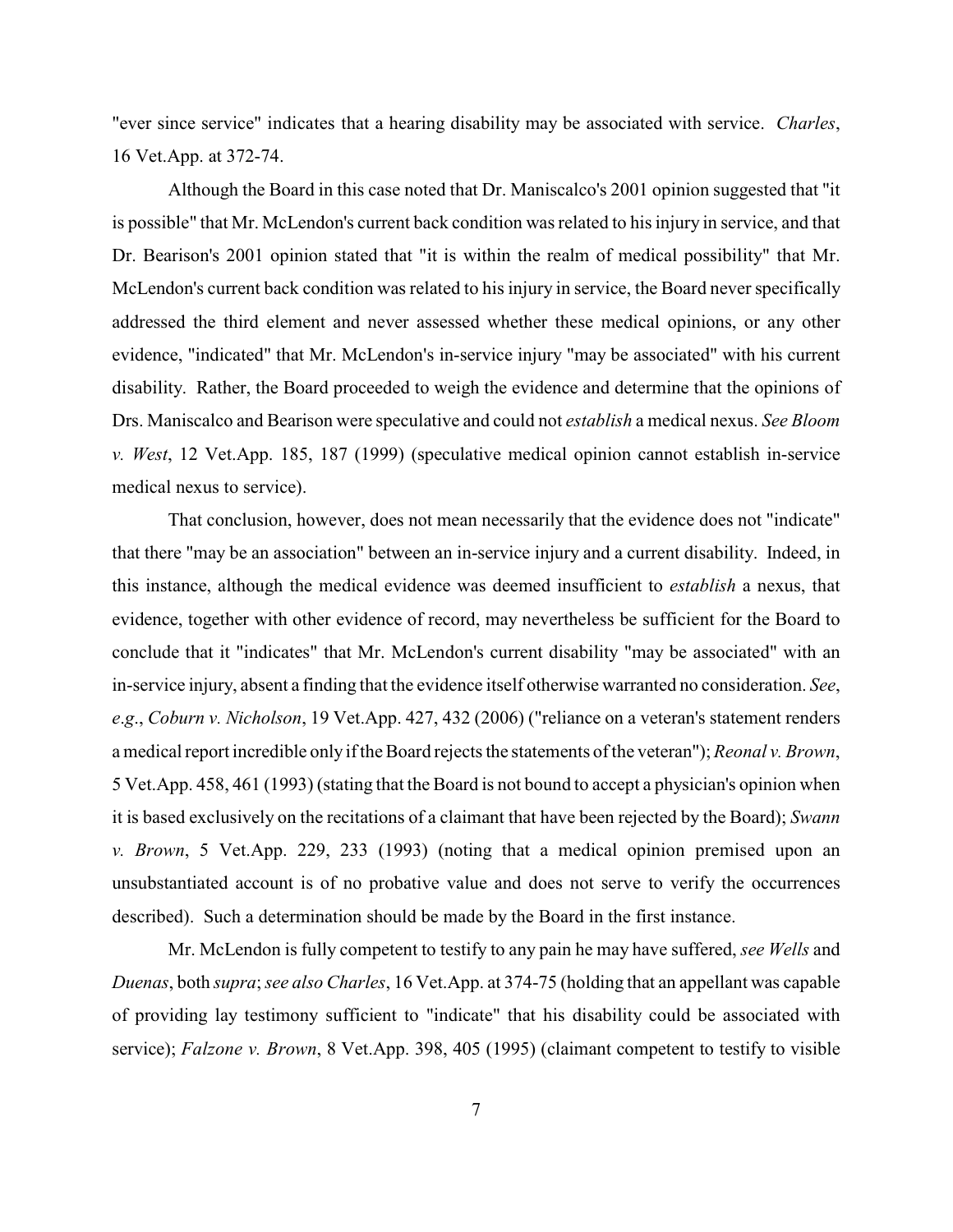"ever since service" indicates that a hearing disability may be associated with service. *Charles*, 16 Vet.App. at 372-74.

Although the Board in this case noted that Dr. Maniscalco's 2001 opinion suggested that "it is possible" that Mr. McLendon's current back condition was related to his injury in service, and that Dr. Bearison's 2001 opinion stated that "it is within the realm of medical possibility" that Mr. McLendon's current back condition was related to his injury in service, the Board never specifically addressed the third element and never assessed whether these medical opinions, or any other evidence, "indicated" that Mr. McLendon's in-service injury "may be associated" with his current disability. Rather, the Board proceeded to weigh the evidence and determine that the opinions of Drs. Maniscalco and Bearison were speculative and could not *establish* a medical nexus. *See Bloom v. West*, 12 Vet.App. 185, 187 (1999) (speculative medical opinion cannot establish in-service medical nexus to service).

That conclusion, however, does not mean necessarily that the evidence does not "indicate" that there "may be an association" between an in-service injury and a current disability. Indeed, in this instance, although the medical evidence was deemed insufficient to *establish* a nexus, that evidence, together with other evidence of record, may nevertheless be sufficient for the Board to conclude that it "indicates" that Mr. McLendon's current disability "may be associated" with an in-service injury, absent a finding that the evidence itself otherwise warranted no consideration. *See*, *e.g.*, *Coburn v. Nicholson*, 19 Vet.App. 427, 432 (2006) ("reliance on a veteran's statement renders a medical report incredible only if the Board rejects the statements of the veteran"); *Reonal v. Brown*, 5 Vet.App. 458, 461 (1993) (stating that the Board is not bound to accept a physician's opinion when it is based exclusively on the recitations of a claimant that have been rejected by the Board); *Swann v. Brown*, 5 Vet.App. 229, 233 (1993) (noting that a medical opinion premised upon an unsubstantiated account is of no probative value and does not serve to verify the occurrences described). Such a determination should be made by the Board in the first instance.

Mr. McLendon is fully competent to testify to any pain he may have suffered, *see Wells* and *Duenas*, both *supra*; *see also Charles*, 16 Vet.App. at 374-75 (holding that an appellant was capable of providing lay testimony sufficient to "indicate" that his disability could be associated with service); *Falzone v. Brown*, 8 Vet.App. 398, 405 (1995) (claimant competent to testify to visible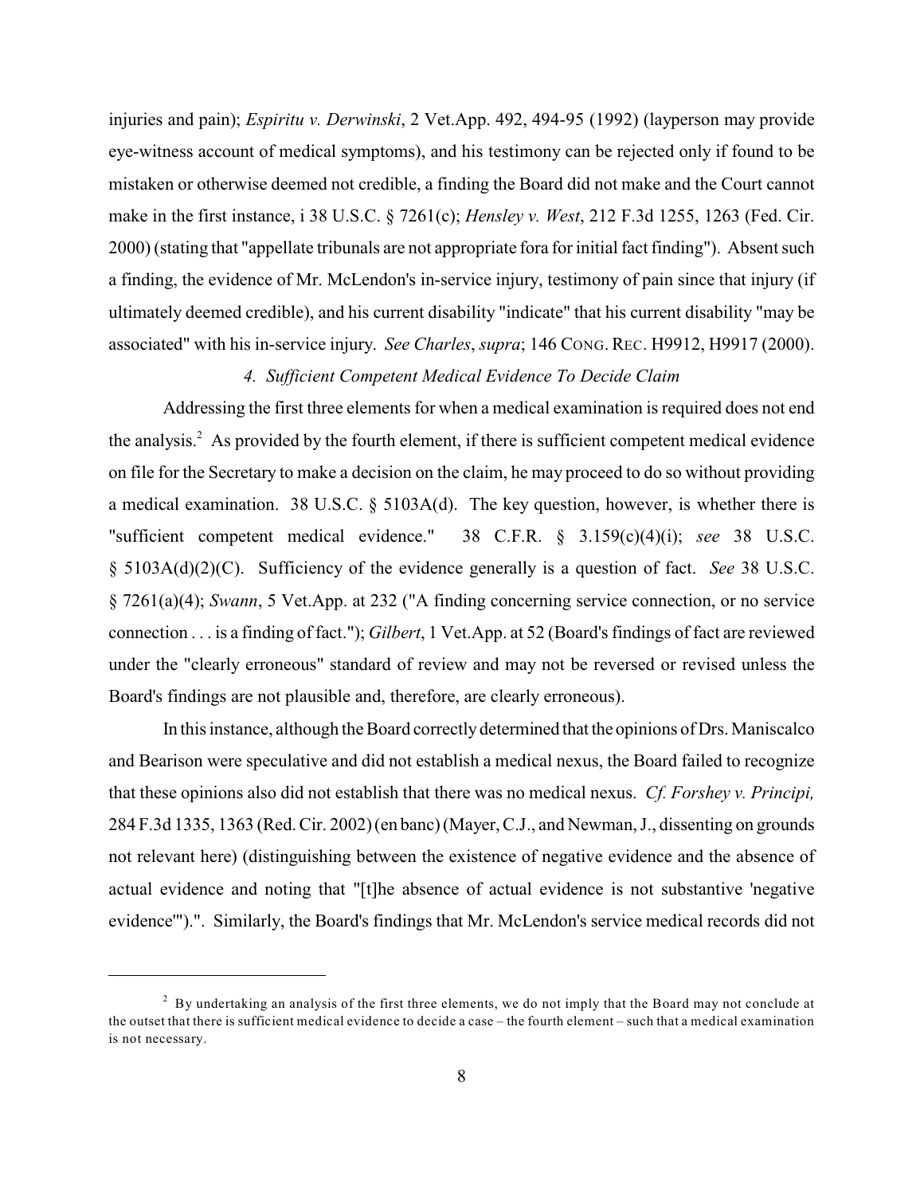injuries and pain); *Espiritu v. Derwinski*, 2 Vet.App. 492, 494-95 (1992) (layperson may provide eye-witness account of medical symptoms), and his testimony can be rejected only if found to be mistaken or otherwise deemed not credible, a finding the Board did not make and the Court cannot make in the first instance, i 38 U.S.C. § 7261(c); *Hensley v. West*, 212 F.3d 1255, 1263 (Fed. Cir. 2000) (stating that "appellate tribunals are not appropriate fora for initial fact finding"). Absent such a finding, the evidence of Mr. McLendon's in-service injury, testimony of pain since that injury (if ultimately deemed credible), and his current disability "indicate" that his current disability "may be associated" with his in-service injury. *See Charles*, *supra*; 146 CONG. REC. H9912, H9917 (2000).

*4. Sufficient Competent Medical Evidence To Decide Claim*

Addressing the first three elements for when a medical examination is required does not end the analysis.[2] As provided by the fourth element, if there is sufficient competent medical evidence on file for the Secretary to make a decision on the claim, he may proceed to do so without providing a medical examination. 38 U.S.C. § 5103A(d). The key question, however, is whether there is "sufficient competent medical evidence." 38 C.F.R. § 3.159(c)(4)(i); *see* 38 U.S.C. § 5103A(d)(2)(C). Sufficiency of the evidence generally is a question of fact. *See* 38 U.S.C. § 7261(a)(4); *Swann*, 5 Vet.App. at 232 ("A finding concerning service connection, or no service connection . . . is a finding of fact."); *Gilbert*, 1 Vet.App. at 52 (Board's findings of fact are reviewed under the "clearly erroneous" standard of review and may not be reversed or revised unless the Board's findings are not plausible and, therefore, are clearly erroneous).

In this instance, although the Board correctly determined that the opinions of Drs. Maniscalco and Bearison were speculative and did not establish a medical nexus, the Board failed to recognize that these opinions also did not establish that there was no medical nexus. *Cf. Forshey v. Principi,* 284 F.3d 1335, 1363 (Red. Cir. 2002) (en banc) (Mayer, C.J., and Newman, J., dissenting on grounds not relevant here) (distinguishing between the existence of negative evidence and the absence of actual evidence and noting that "[t]he absence of actual evidence is not substantive 'negative evidence'")."". Similarly, the Board's findings that Mr. McLendon's service medical records did not

---

[2] By undertaking an analysis of the first three elements, we do not imply that the Board may not conclude at the outset that there is sufficient medical evidence to decide a case – the fourth element – such that a medical examination is not necessary.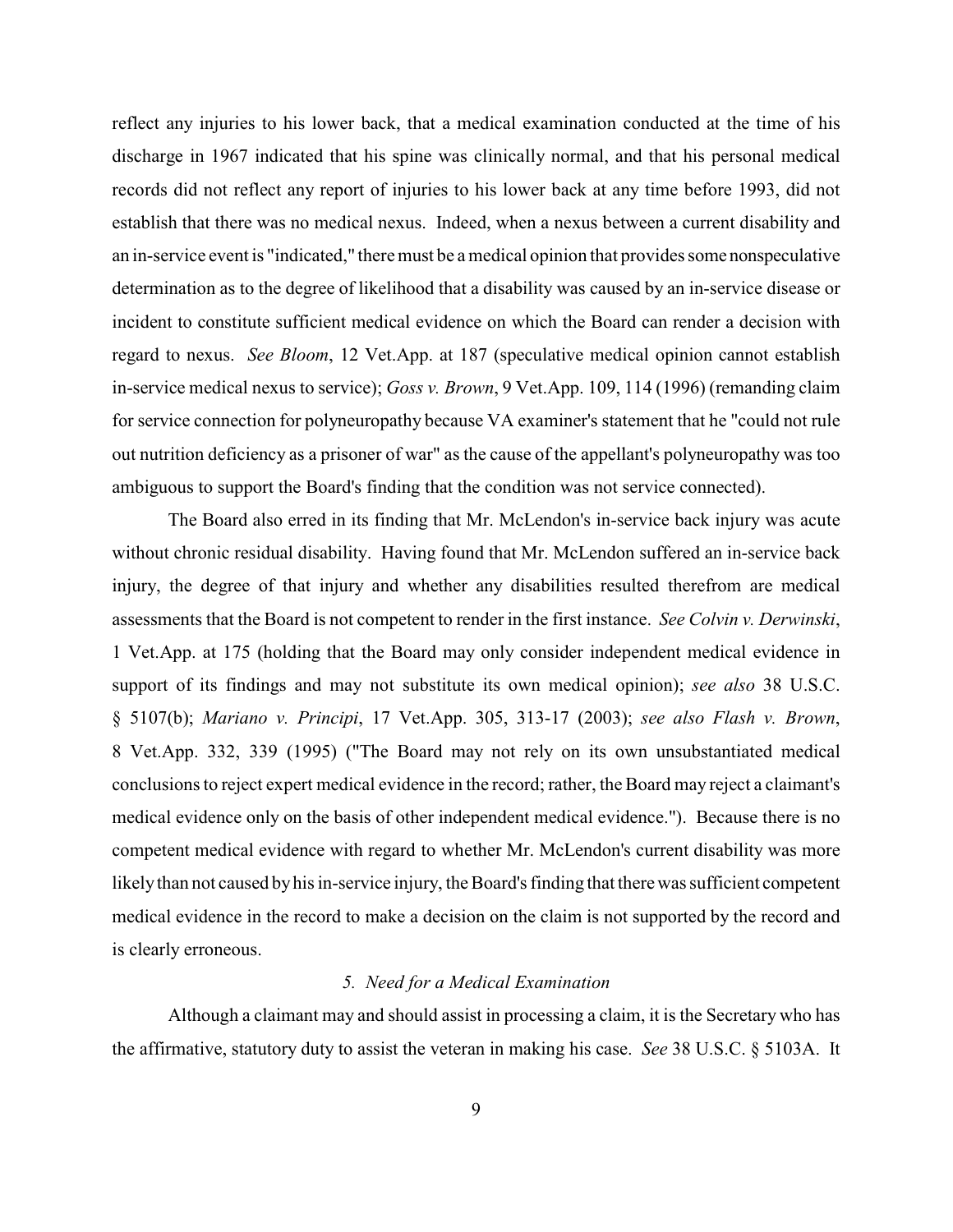reflect any injuries to his lower back, that a medical examination conducted at the time of his discharge in 1967 indicated that his spine was clinically normal, and that his personal medical records did not reflect any report of injuries to his lower back at any time before 1993, did not establish that there was no medical nexus. Indeed, when a nexus between a current disability and an in-service event is "indicated," there must be a medical opinion that provides some nonspeculative determination as to the degree of likelihood that a disability was caused by an in-service disease or incident to constitute sufficient medical evidence on which the Board can render a decision with regard to nexus. *See Bloom*, 12 Vet.App. at 187 (speculative medical opinion cannot establish in-service medical nexus to service); *Goss v. Brown*, 9 Vet.App. 109, 114 (1996) (remanding claim for service connection for polyneuropathy because VA examiner's statement that he "could not rule out nutrition deficiency as a prisoner of war" as the cause of the appellant's polyneuropathy was too ambiguous to support the Board's finding that the condition was not service connected).

The Board also erred in its finding that Mr. McLendon's in-service back injury was acute without chronic residual disability. Having found that Mr. McLendon suffered an in-service back injury, the degree of that injury and whether any disabilities resulted therefrom are medical assessments that the Board is not competent to render in the first instance. *See Colvin v. Derwinski*, 1 Vet.App. at 175 (holding that the Board may only consider independent medical evidence in support of its findings and may not substitute its own medical opinion); *see also* 38 U.S.C. § 5107(b); *Mariano v. Principi*, 17 Vet.App. 305, 313-17 (2003); *see also Flash v. Brown*, 8 Vet.App. 332, 339 (1995) ("The Board may not rely on its own unsubstantiated medical conclusions to reject expert medical evidence in the record; rather, the Board may reject a claimant's medical evidence only on the basis of other independent medical evidence."). Because there is no competent medical evidence with regard to whether Mr. McLendon's current disability was more likely than not caused by his in-service injury, the Board's finding that there was sufficient competent medical evidence in the record to make a decision on the claim is not supported by the record and is clearly erroneous.

### *5. Need for a Medical Examination*

Although a claimant may and should assist in processing a claim, it is the Secretary who has the affirmative, statutory duty to assist the veteran in making his case. *See* 38 U.S.C. § 5103A. It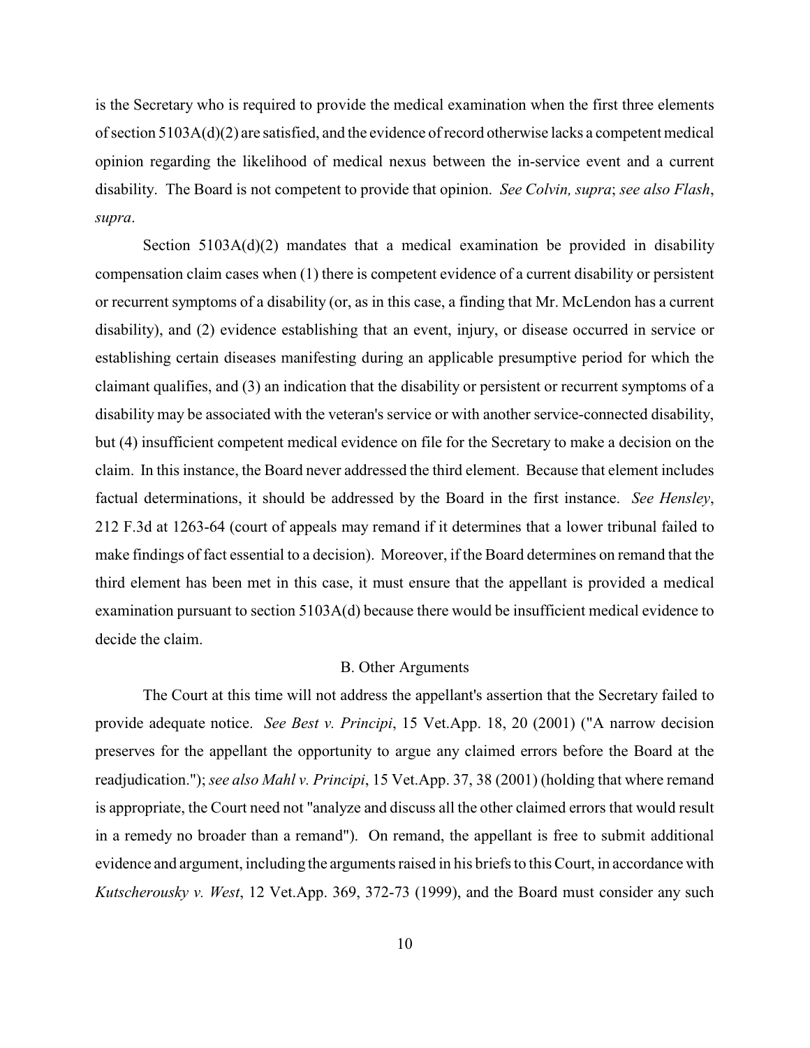is the Secretary who is required to provide the medical examination when the first three elements of section 5103A(d)(2) are satisfied, and the evidence of record otherwise lacks a competent medical opinion regarding the likelihood of medical nexus between the in-service event and a current disability. The Board is not competent to provide that opinion. *See Colvin, supra*; *see also Flash*, *supra*.

Section 5103A(d)(2) mandates that a medical examination be provided in disability compensation claim cases when (1) there is competent evidence of a current disability or persistent or recurrent symptoms of a disability (or, as in this case, a finding that Mr. McLendon has a current disability), and (2) evidence establishing that an event, injury, or disease occurred in service or establishing certain diseases manifesting during an applicable presumptive period for which the claimant qualifies, and (3) an indication that the disability or persistent or recurrent symptoms of a disability may be associated with the veteran's service or with another service-connected disability, but (4) insufficient competent medical evidence on file for the Secretary to make a decision on the claim. In this instance, the Board never addressed the third element. Because that element includes factual determinations, it should be addressed by the Board in the first instance. *See Hensley*, 212 F.3d at 1263-64 (court of appeals may remand if it determines that a lower tribunal failed to make findings of fact essential to a decision). Moreover, if the Board determines on remand that the third element has been met in this case, it must ensure that the appellant is provided a medical examination pursuant to section 5103A(d) because there would be insufficient medical evidence to decide the claim.

### B. Other Arguments

The Court at this time will not address the appellant's assertion that the Secretary failed to provide adequate notice. *See Best v. Principi*, 15 Vet.App. 18, 20 (2001) ("A narrow decision preserves for the appellant the opportunity to argue any claimed errors before the Board at the readjudication."); *see also Mahl v. Principi*, 15 Vet.App. 37, 38 (2001) (holding that where remand is appropriate, the Court need not "analyze and discuss all the other claimed errors that would result in a remedy no broader than a remand"). On remand, the appellant is free to submit additional evidence and argument, including the arguments raised in his briefs to this Court, in accordance with *Kutscherousky v. West*, 12 Vet.App. 369, 372-73 (1999), and the Board must consider any such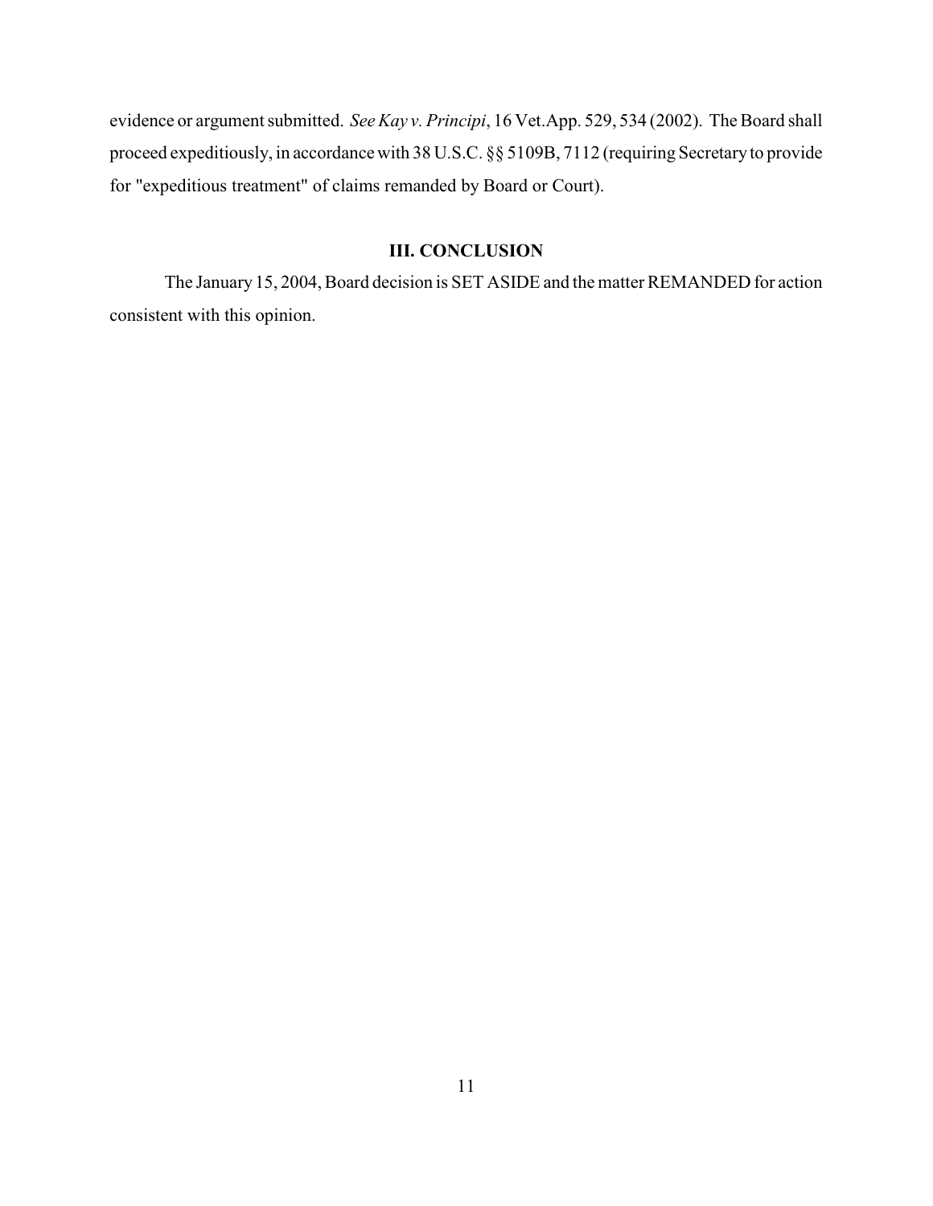evidence or argument submitted. *See Kay v. Principi*, 16 Vet.App. 529, 534 (2002). The Board shall proceed expeditiously, in accordance with 38 U.S.C. §§ 5109B, 7112 (requiring Secretary to provide for "expeditious treatment" of claims remanded by Board or Court).

## III. CONCLUSION

The January 15, 2004, Board decision is SET ASIDE and the matter REMANDED for action consistent with this opinion.